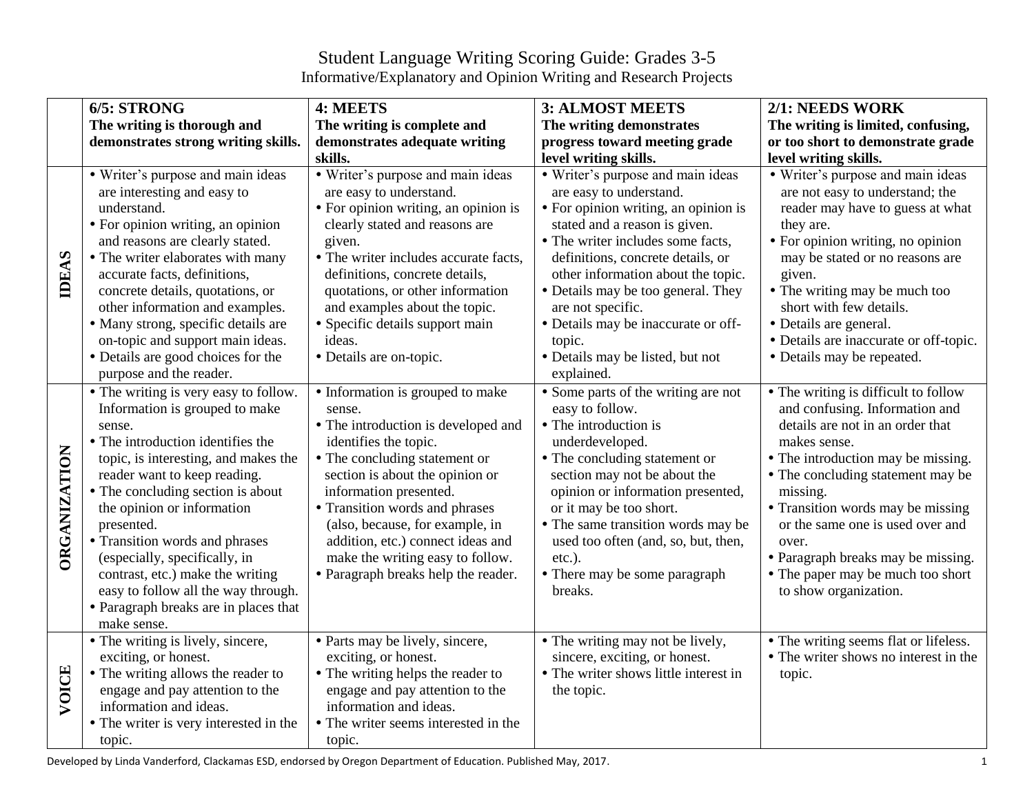# Student Language Writing Scoring Guide: Grades 3-5

## Informative/Explanatory and Opinion Writing and Research Projects

| | **6/5: STRONG**<br>**The writing is thorough and demonstrates strong writing skills.** | **4: MEETS**<br>**The writing is complete and demonstrates adequate writing skills.** | **3: ALMOST MEETS**<br>**The writing demonstrates progress toward meeting grade level writing skills.** | **2/1: NEEDS WORK**<br>**The writing is limited, confusing, or too short to demonstrate grade level writing skills.** |
|---|---|---|---|---|
| **IDEAS** | • Writer's purpose and main ideas are interesting and easy to understand.<br>• For opinion writing, an opinion and reasons are clearly stated.<br>• The writer elaborates with many accurate facts, definitions, concrete details, quotations, or other information and examples.<br>• Many strong, specific details are on-topic and support main ideas.<br>• Details are good choices for the purpose and the reader. | • Writer's purpose and main ideas are easy to understand.<br>• For opinion writing, an opinion is clearly stated and reasons are given.<br>• The writer includes accurate facts, definitions, concrete details, quotations, or other information and examples about the topic.<br>• Specific details support main ideas.<br>• Details are on-topic. | • Writer's purpose and main ideas are easy to understand.<br>• For opinion writing, an opinion is stated and a reason is given.<br>• The writer includes some facts, definitions, concrete details, or other information about the topic.<br>• Details may be too general. They are not specific.<br>• Details may be inaccurate or off-topic.<br>• Details may be listed, but not explained. | • Writer's purpose and main ideas are not easy to understand; the reader may have to guess at what they are.<br>• For opinion writing, no opinion may be stated or no reasons are given.<br>• The writing may be much too short with few details.<br>• Details are general.<br>• Details are inaccurate or off-topic.<br>• Details may be repeated. |
| **ORGANIZATION** | • The writing is very easy to follow. Information is grouped to make sense.<br>• The introduction identifies the topic, is interesting, and makes the reader want to keep reading.<br>• The concluding section is about the opinion or information presented.<br>• Transition words and phrases (especially, specifically, in contrast, etc.) make the writing easy to follow all the way through.<br>• Paragraph breaks are in places that make sense. | • Information is grouped to make sense.<br>• The introduction is developed and identifies the topic.<br>• The concluding statement or section is about the opinion or information presented.<br>• Transition words and phrases (also, because, for example, in addition, etc.) connect ideas and make the writing easy to follow.<br>• Paragraph breaks help the reader. | • Some parts of the writing are not easy to follow.<br>• The introduction is underdeveloped.<br>• The concluding statement or section may not be about the opinion or information presented, or it may be too short.<br>• The same transition words may be used too often (and, so, but, then, etc.).<br>• There may be some paragraph breaks. | • The writing is difficult to follow and confusing. Information and details are not in an order that makes sense.<br>• The introduction may be missing.<br>• The concluding statement may be missing.<br>• Transition words may be missing or the same one is used over and over.<br>• Paragraph breaks may be missing.<br>• The paper may be much too short to show organization. |
| **VOICE** | • The writing is lively, sincere, exciting, or honest.<br>• The writing allows the reader to engage and pay attention to the information and ideas.<br>• The writer is very interested in the topic. | • Parts may be lively, sincere, exciting, or honest.<br>• The writing helps the reader to engage and pay attention to the information and ideas.<br>• The writer seems interested in the topic. | • The writing may not be lively, sincere, exciting, or honest.<br>• The writer shows little interest in the topic. | • The writing seems flat or lifeless.<br>• The writer shows no interest in the topic. |

Developed by Linda Vanderford, Clackamas ESD, endorsed by Oregon Department of Education. Published May, 2017.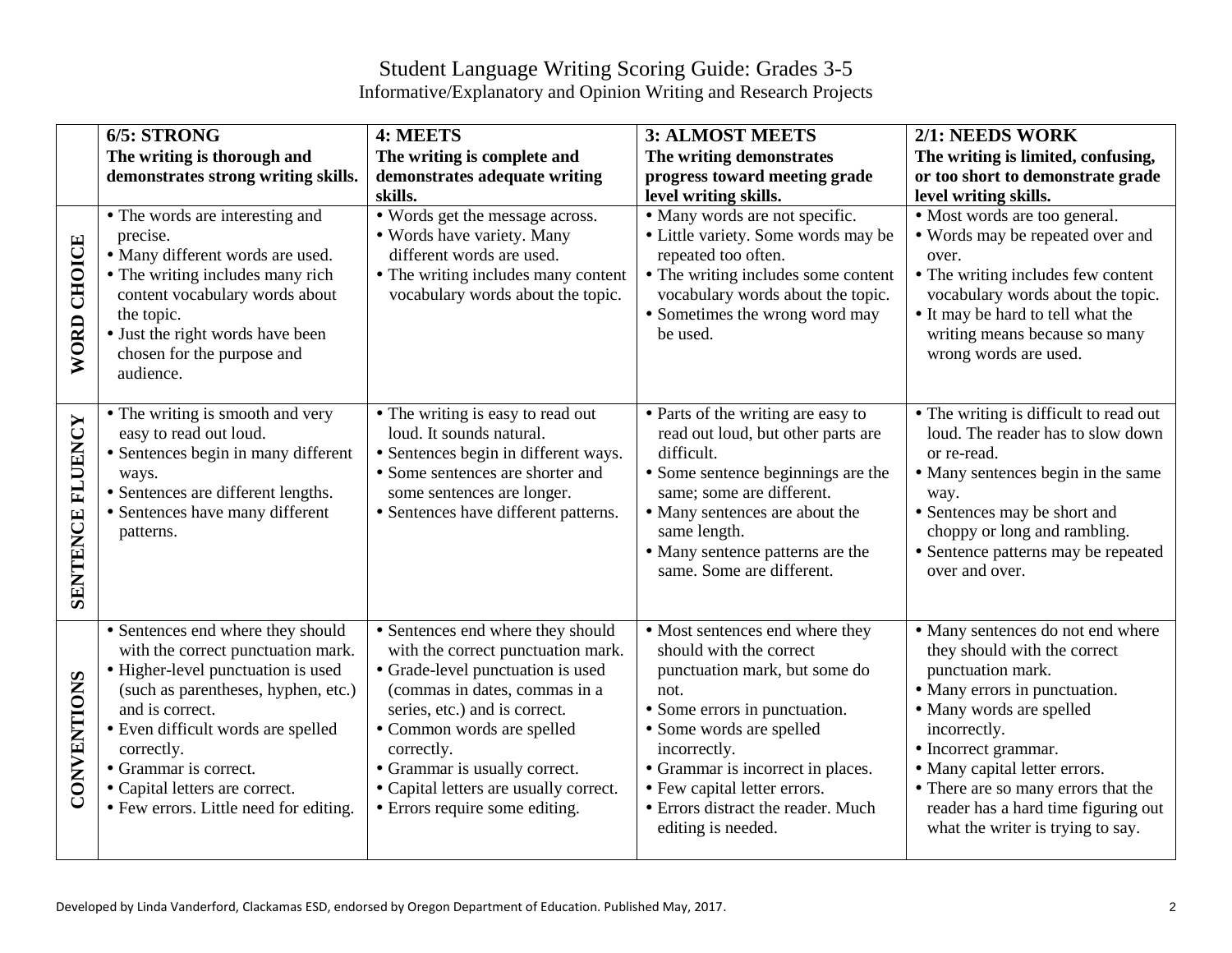# Student Language Writing Scoring Guide: Grades 3-5

## Informative/Explanatory and Opinion Writing and Research Projects

| | **6/5: STRONG** **The writing is thorough and demonstrates strong writing skills.** | **4: MEETS** **The writing is complete and demonstrates adequate writing skills.** | **3: ALMOST MEETS** **The writing demonstrates progress toward meeting grade level writing skills.** | **2/1: NEEDS WORK** **The writing is limited, confusing, or too short to demonstrate grade level writing skills.** |
|---|---|---|---|---|
| **WORD CHOICE** | • The words are interesting and precise.<br>• Many different words are used.<br>• The writing includes many rich content vocabulary words about the topic.<br>• Just the right words have been chosen for the purpose and audience. | • Words get the message across.<br>• Words have variety. Many different words are used.<br>• The writing includes many content vocabulary words about the topic. | • Many words are not specific.<br>• Little variety. Some words may be repeated too often.<br>• The writing includes some content vocabulary words about the topic.<br>• Sometimes the wrong word may be used. | • Most words are too general.<br>• Words may be repeated over and over.<br>• The writing includes few content vocabulary words about the topic.<br>• It may be hard to tell what the writing means because so many wrong words are used. |
| **SENTENCE FLUENCY** | • The writing is smooth and very easy to read out loud.<br>• Sentences begin in many different ways.<br>• Sentences are different lengths.<br>• Sentences have many different patterns. | • The writing is easy to read out loud. It sounds natural.<br>• Sentences begin in different ways.<br>• Some sentences are shorter and some sentences are longer.<br>• Sentences have different patterns. | • Parts of the writing are easy to read out loud, but other parts are difficult.<br>• Some sentence beginnings are the same; some are different.<br>• Many sentences are about the same length.<br>• Many sentence patterns are the same. Some are different. | • The writing is difficult to read out loud. The reader has to slow down or re-read.<br>• Many sentences begin in the same way.<br>• Sentences may be short and choppy or long and rambling.<br>• Sentence patterns may be repeated over and over. |
| **CONVENTIONS** | • Sentences end where they should with the correct punctuation mark.<br>• Higher-level punctuation is used (such as parentheses, hyphen, etc.) and is correct.<br>• Even difficult words are spelled correctly.<br>• Grammar is correct.<br>• Capital letters are correct.<br>• Few errors. Little need for editing. | • Sentences end where they should with the correct punctuation mark.<br>• Grade-level punctuation is used (commas in dates, commas in a series, etc.) and is correct.<br>• Common words are spelled correctly.<br>• Grammar is usually correct.<br>• Capital letters are usually correct.<br>• Errors require some editing. | • Most sentences end where they should with the correct punctuation mark, but some do not.<br>• Some errors in punctuation.<br>• Some words are spelled incorrectly.<br>• Grammar is incorrect in places.<br>• Few capital letter errors.<br>• Errors distract the reader. Much editing is needed. | • Many sentences do not end where they should with the correct punctuation mark.<br>• Many errors in punctuation.<br>• Many words are spelled incorrectly.<br>• Incorrect grammar.<br>• Many capital letter errors.<br>• There are so many errors that the reader has a hard time figuring out what the writer is trying to say. |

Developed by Linda Vanderford, Clackamas ESD, endorsed by Oregon Department of Education. Published May, 2017.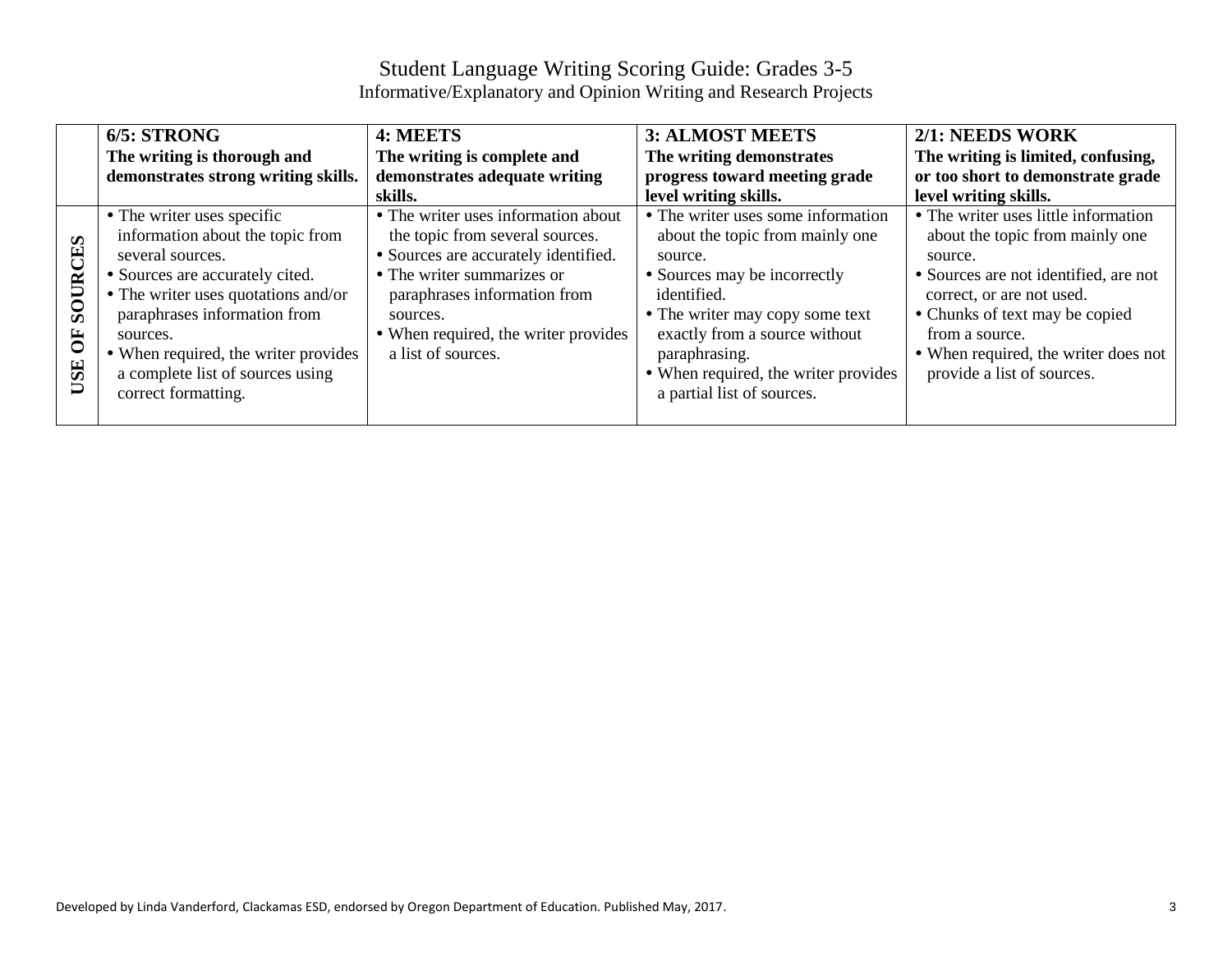# Student Language Writing Scoring Guide: Grades 3-5

## Informative/Explanatory and Opinion Writing and Research Projects

| | **6/5: STRONG**<br>**The writing is thorough and demonstrates strong writing skills.** | **4: MEETS**<br>**The writing is complete and demonstrates adequate writing skills.** | **3: ALMOST MEETS**<br>**The writing demonstrates progress toward meeting grade level writing skills.** | **2/1: NEEDS WORK**<br>**The writing is limited, confusing, or too short to demonstrate grade level writing skills.** |
|---|---|---|---|---|
| **USE OF SOURCES** | • The writer uses specific information about the topic from several sources.<br>• Sources are accurately cited.<br>• The writer uses quotations and/or paraphrases information from sources.<br>• When required, the writer provides a complete list of sources using correct formatting. | • The writer uses information about the topic from several sources.<br>• Sources are accurately identified.<br>• The writer summarizes or paraphrases information from sources.<br>• When required, the writer provides a list of sources. | • The writer uses some information about the topic from mainly one source.<br>• Sources may be incorrectly identified.<br>• The writer may copy some text exactly from a source without paraphrasing.<br>• When required, the writer provides a partial list of sources. | • The writer uses little information about the topic from mainly one source.<br>• Sources are not identified, are not correct, or are not used.<br>• Chunks of text may be copied from a source.<br>• When required, the writer does not provide a list of sources. |

Developed by Linda Vanderford, Clackamas ESD, endorsed by Oregon Department of Education. Published May, 2017.